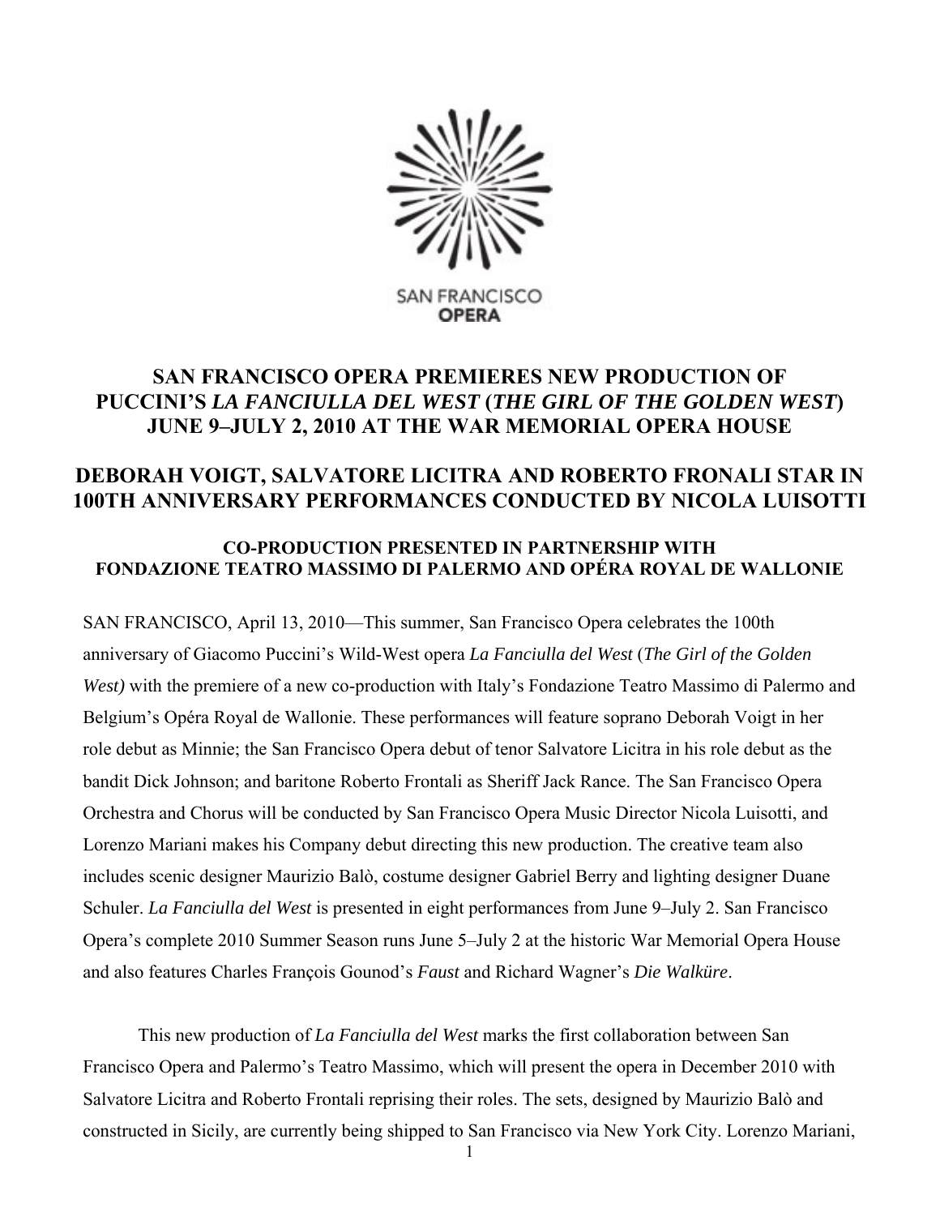SAN FRANCISCO OPERA

# SAN FRANCISCO OPERA PREMIERES NEW PRODUCTION OF PUCCINI'S *LA FANCIULLA DEL WEST* (*THE GIRL OF THE GOLDEN WEST*) JUNE 9–JULY 2, 2010 AT THE WAR MEMORIAL OPERA HOUSE

## DEBORAH VOIGT, SALVATORE LICITRA AND ROBERTO FRONALI STAR IN 100TH ANNIVERSARY PERFORMANCES CONDUCTED BY NICOLA LUISOTTI

### CO-PRODUCTION PRESENTED IN PARTNERSHIP WITH FONDAZIONE TEATRO MASSIMO DI PALERMO AND OPÉRA ROYAL DE WALLONIE

SAN FRANCISCO, April 13, 2010—This summer, San Francisco Opera celebrates the 100th anniversary of Giacomo Puccini's Wild-West opera *La Fanciulla del West* (*The Girl of the Golden West)* with the premiere of a new co-production with Italy's Fondazione Teatro Massimo di Palermo and Belgium's Opéra Royal de Wallonie. These performances will feature soprano Deborah Voigt in her role debut as Minnie; the San Francisco Opera debut of tenor Salvatore Licitra in his role debut as the bandit Dick Johnson; and baritone Roberto Frontali as Sheriff Jack Rance. The San Francisco Opera Orchestra and Chorus will be conducted by San Francisco Opera Music Director Nicola Luisotti, and Lorenzo Mariani makes his Company debut directing this new production. The creative team also includes scenic designer Maurizio Balò, costume designer Gabriel Berry and lighting designer Duane Schuler. *La Fanciulla del West* is presented in eight performances from June 9–July 2. San Francisco Opera's complete 2010 Summer Season runs June 5–July 2 at the historic War Memorial Opera House and also features Charles François Gounod's *Faust* and Richard Wagner's *Die Walküre*.

This new production of *La Fanciulla del West* marks the first collaboration between San Francisco Opera and Palermo's Teatro Massimo, which will present the opera in December 2010 with Salvatore Licitra and Roberto Frontali reprising their roles. The sets, designed by Maurizio Balò and constructed in Sicily, are currently being shipped to San Francisco via New York City. Lorenzo Mariani,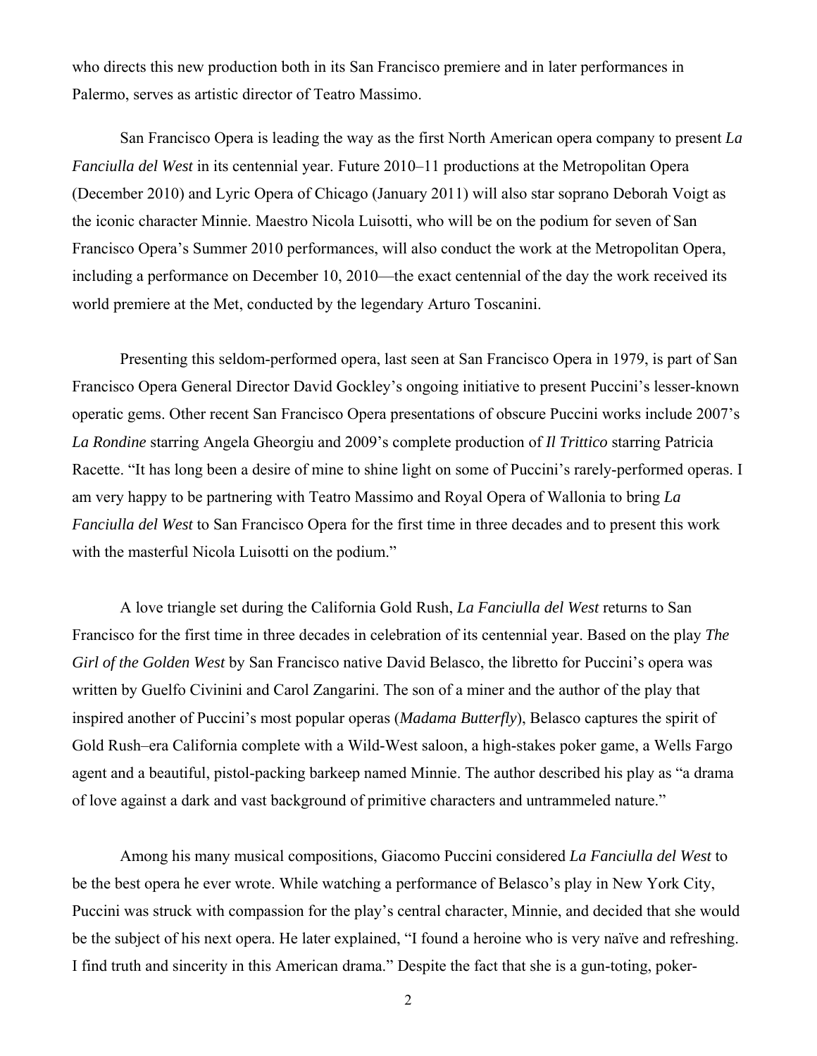who directs this new production both in its San Francisco premiere and in later performances in Palermo, serves as artistic director of Teatro Massimo.

San Francisco Opera is leading the way as the first North American opera company to present *La Fanciulla del West* in its centennial year. Future 2010–11 productions at the Metropolitan Opera (December 2010) and Lyric Opera of Chicago (January 2011) will also star soprano Deborah Voigt as the iconic character Minnie. Maestro Nicola Luisotti, who will be on the podium for seven of San Francisco Opera's Summer 2010 performances, will also conduct the work at the Metropolitan Opera, including a performance on December 10, 2010—the exact centennial of the day the work received its world premiere at the Met, conducted by the legendary Arturo Toscanini.

Presenting this seldom-performed opera, last seen at San Francisco Opera in 1979, is part of San Francisco Opera General Director David Gockley's ongoing initiative to present Puccini's lesser-known operatic gems. Other recent San Francisco Opera presentations of obscure Puccini works include 2007's *La Rondine* starring Angela Gheorgiu and 2009's complete production of *Il Trittico* starring Patricia Racette. "It has long been a desire of mine to shine light on some of Puccini's rarely-performed operas. I am very happy to be partnering with Teatro Massimo and Royal Opera of Wallonia to bring *La Fanciulla del West* to San Francisco Opera for the first time in three decades and to present this work with the masterful Nicola Luisotti on the podium."

A love triangle set during the California Gold Rush, *La Fanciulla del West* returns to San Francisco for the first time in three decades in celebration of its centennial year. Based on the play *The Girl of the Golden West* by San Francisco native David Belasco, the libretto for Puccini's opera was written by Guelfo Civinini and Carol Zangarini. The son of a miner and the author of the play that inspired another of Puccini's most popular operas (*Madama Butterfly*), Belasco captures the spirit of Gold Rush–era California complete with a Wild-West saloon, a high-stakes poker game, a Wells Fargo agent and a beautiful, pistol-packing barkeep named Minnie. The author described his play as "a drama of love against a dark and vast background of primitive characters and untrammeled nature."

Among his many musical compositions, Giacomo Puccini considered *La Fanciulla del West* to be the best opera he ever wrote. While watching a performance of Belasco's play in New York City, Puccini was struck with compassion for the play's central character, Minnie, and decided that she would be the subject of his next opera. He later explained, "I found a heroine who is very naïve and refreshing. I find truth and sincerity in this American drama." Despite the fact that she is a gun-toting, poker-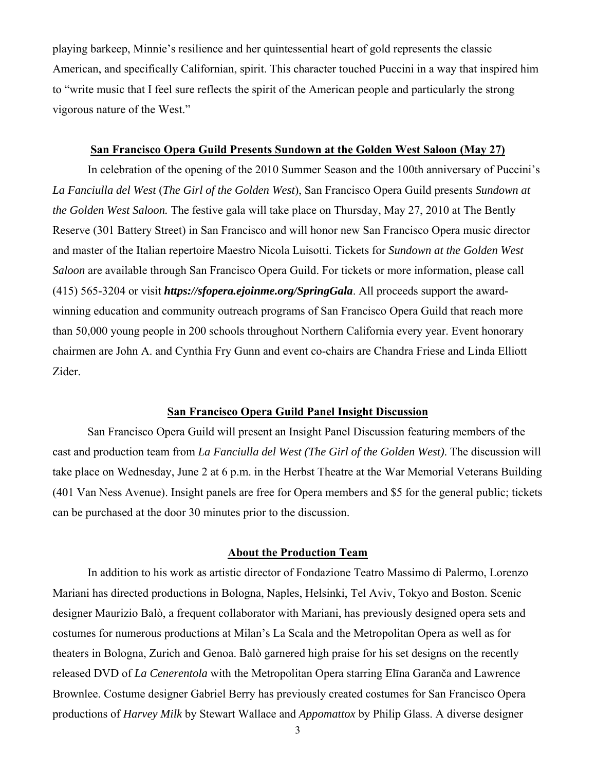playing barkeep, Minnie's resilience and her quintessential heart of gold represents the classic American, and specifically Californian, spirit. This character touched Puccini in a way that inspired him to "write music that I feel sure reflects the spirit of the American people and particularly the strong vigorous nature of the West."

## San Francisco Opera Guild Presents Sundown at the Golden West Saloon (May 27)

In celebration of the opening of the 2010 Summer Season and the 100th anniversary of Puccini's *La Fanciulla del West* (*The Girl of the Golden West*), San Francisco Opera Guild presents *Sundown at the Golden West Saloon.* The festive gala will take place on Thursday, May 27, 2010 at The Bently Reserve (301 Battery Street) in San Francisco and will honor new San Francisco Opera music director and master of the Italian repertoire Maestro Nicola Luisotti. Tickets for *Sundown at the Golden West Saloon* are available through San Francisco Opera Guild. For tickets or more information, please call (415) 565-3204 or visit ***https://sfopera.ejoinme.org/SpringGala***. All proceeds support the award-winning education and community outreach programs of San Francisco Opera Guild that reach more than 50,000 young people in 200 schools throughout Northern California every year. Event honorary chairmen are John A. and Cynthia Fry Gunn and event co-chairs are Chandra Friese and Linda Elliott Zider.

## San Francisco Opera Guild Panel Insight Discussion

San Francisco Opera Guild will present an Insight Panel Discussion featuring members of the cast and production team from *La Fanciulla del West (The Girl of the Golden West)*. The discussion will take place on Wednesday, June 2 at 6 p.m. in the Herbst Theatre at the War Memorial Veterans Building (401 Van Ness Avenue). Insight panels are free for Opera members and $5 for the general public; tickets can be purchased at the door 30 minutes prior to the discussion.

## About the Production Team

In addition to his work as artistic director of Fondazione Teatro Massimo di Palermo, Lorenzo Mariani has directed productions in Bologna, Naples, Helsinki, Tel Aviv, Tokyo and Boston. Scenic designer Maurizio Balò, a frequent collaborator with Mariani, has previously designed opera sets and costumes for numerous productions at Milan's La Scala and the Metropolitan Opera as well as for theaters in Bologna, Zurich and Genoa. Balò garnered high praise for his set designs on the recently released DVD of *La Cenerentola* with the Metropolitan Opera starring Elīna Garanča and Lawrence Brownlee. Costume designer Gabriel Berry has previously created costumes for San Francisco Opera productions of *Harvey Milk* by Stewart Wallace and *Appomattox* by Philip Glass. A diverse designer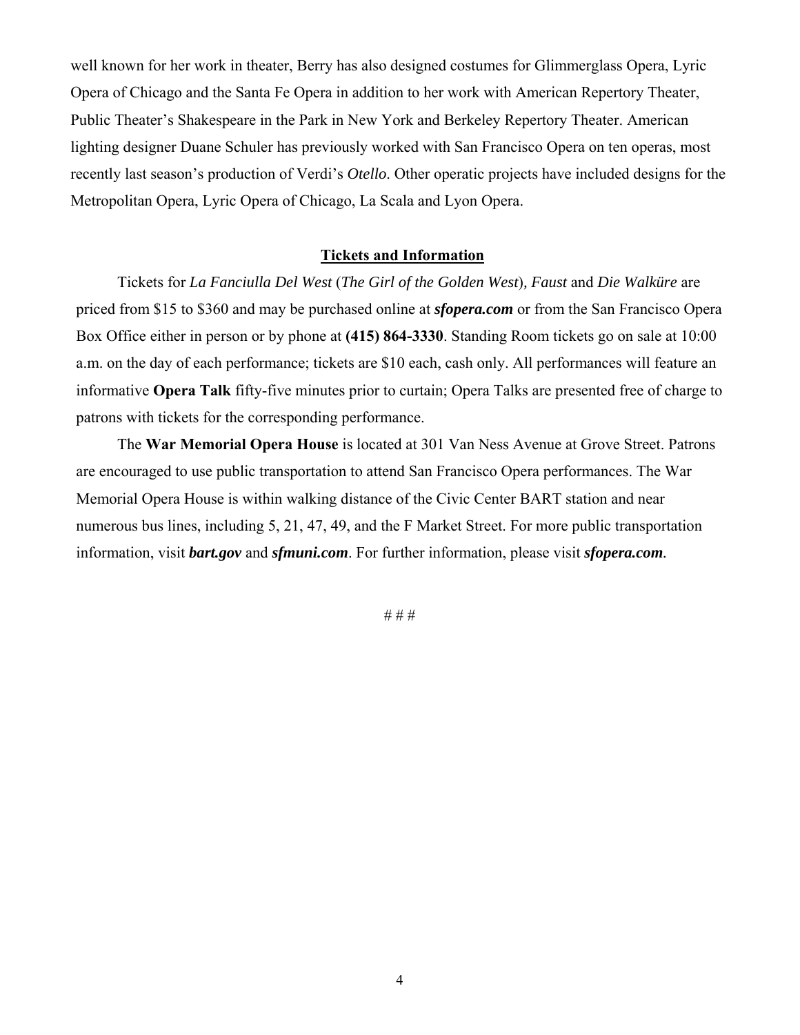well known for her work in theater, Berry has also designed costumes for Glimmerglass Opera, Lyric Opera of Chicago and the Santa Fe Opera in addition to her work with American Repertory Theater, Public Theater's Shakespeare in the Park in New York and Berkeley Repertory Theater. American lighting designer Duane Schuler has previously worked with San Francisco Opera on ten operas, most recently last season's production of Verdi's *Otello*. Other operatic projects have included designs for the Metropolitan Opera, Lyric Opera of Chicago, La Scala and Lyon Opera.

## Tickets and Information

Tickets for *La Fanciulla Del West* (*The Girl of the Golden West*), *Faust* and *Die Walküre* are priced from $15 to $360 and may be purchased online at ***sfopera.com*** or from the San Francisco Opera Box Office either in person or by phone at **(415) 864-3330**. Standing Room tickets go on sale at 10:00 a.m. on the day of each performance; tickets are $10 each, cash only. All performances will feature an informative **Opera Talk** fifty-five minutes prior to curtain; Opera Talks are presented free of charge to patrons with tickets for the corresponding performance.

The **War Memorial Opera House** is located at 301 Van Ness Avenue at Grove Street. Patrons are encouraged to use public transportation to attend San Francisco Opera performances. The War Memorial Opera House is within walking distance of the Civic Center BART station and near numerous bus lines, including 5, 21, 47, 49, and the F Market Street. For more public transportation information, visit ***bart.gov*** and ***sfmuni.com***. For further information, please visit ***sfopera.com***.

# # #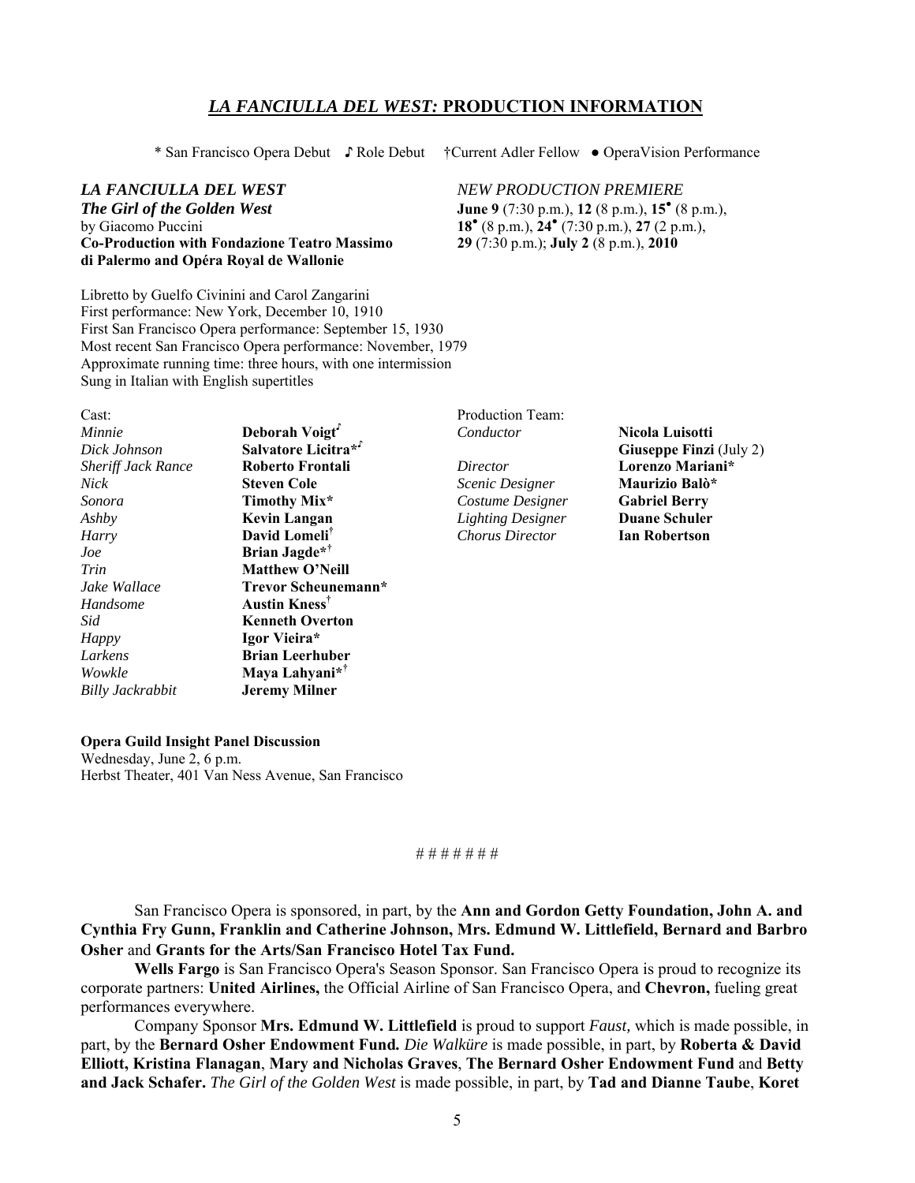## *LA FANCIULLA DEL WEST:* PRODUCTION INFORMATION

\* San Francisco Opera Debut ♪ Role Debut †Current Adler Fellow ● OperaVision Performance

***LA FANCIULLA DEL WEST***
***The Girl of the Golden West***
by Giacomo Puccini
**Co-Production with Fondazione Teatro Massimo di Palermo and Opéra Royal de Wallonie**

*NEW PRODUCTION PREMIERE*
**June 9** (7:30 p.m.), **12** (8 p.m.), **15**● (8 p.m.), **18**● (8 p.m.), **24**● (7:30 p.m.), **27** (2 p.m.), **29** (7:30 p.m.); **July 2** (8 p.m.), **2010**

Libretto by Guelfo Civinini and Carol Zangarini
First performance: New York, December 10, 1910
First San Francisco Opera performance: September 15, 1930
Most recent San Francisco Opera performance: November, 1979
Approximate running time: three hours, with one intermission
Sung in Italian with English supertitles

Cast:

| | |
|---|---|
| *Minnie* | **Deborah Voigt**♪ |
| *Dick Johnson* | **Salvatore Licitra**\*♪ |
| *Sheriff Jack Rance* | **Roberto Frontali** |
| *Nick* | **Steven Cole** |
| *Sonora* | **Timothy Mix\*** |
| *Ashby* | **Kevin Langan** |
| *Harry* | **David Lomelí**† |
| *Joe* | **Brian Jagde**\*† |
| *Trin* | **Matthew O'Neill** |
| *Jake Wallace* | **Trevor Scheunemann\*** |
| *Handsome* | **Austin Kness**† |
| *Sid* | **Kenneth Overton** |
| *Happy* | **Igor Vieira\*** |
| *Larkens* | **Brian Leerhuber** |
| *Wowkle* | **Maya Lahyani**\*† |
| *Billy Jackrabbit* | **Jeremy Milner** |

Production Team:

| | |
|---|---|
| *Conductor* | **Nicola Luisotti** |
| | **Giuseppe Finzi** (July 2) |
| *Director* | **Lorenzo Mariani\*** |
| *Scenic Designer* | **Maurizio Balò\*** |
| *Costume Designer* | **Gabriel Berry** |
| *Lighting Designer* | **Duane Schuler** |
| *Chorus Director* | **Ian Robertson** |

**Opera Guild Insight Panel Discussion**
Wednesday, June 2, 6 p.m.
Herbst Theater, 401 Van Ness Avenue, San Francisco

# # # # # # #

San Francisco Opera is sponsored, in part, by the **Ann and Gordon Getty Foundation, John A. and Cynthia Fry Gunn, Franklin and Catherine Johnson, Mrs. Edmund W. Littlefield, Bernard and Barbro Osher** and **Grants for the Arts/San Francisco Hotel Tax Fund.**

**Wells Fargo** is San Francisco Opera's Season Sponsor. San Francisco Opera is proud to recognize its corporate partners: **United Airlines,** the Official Airline of San Francisco Opera, and **Chevron,** fueling great performances everywhere.

Company Sponsor **Mrs. Edmund W. Littlefield** is proud to support *Faust,* which is made possible, in part, by the **Bernard Osher Endowment Fund***. Die Walküre* is made possible, in part, by **Roberta & David Elliott, Kristina Flanagan**, **Mary and Nicholas Graves**, **The Bernard Osher Endowment Fund** and **Betty and Jack Schafer.** *The Girl of the Golden West* is made possible, in part, by **Tad and Dianne Taube**, **Koret**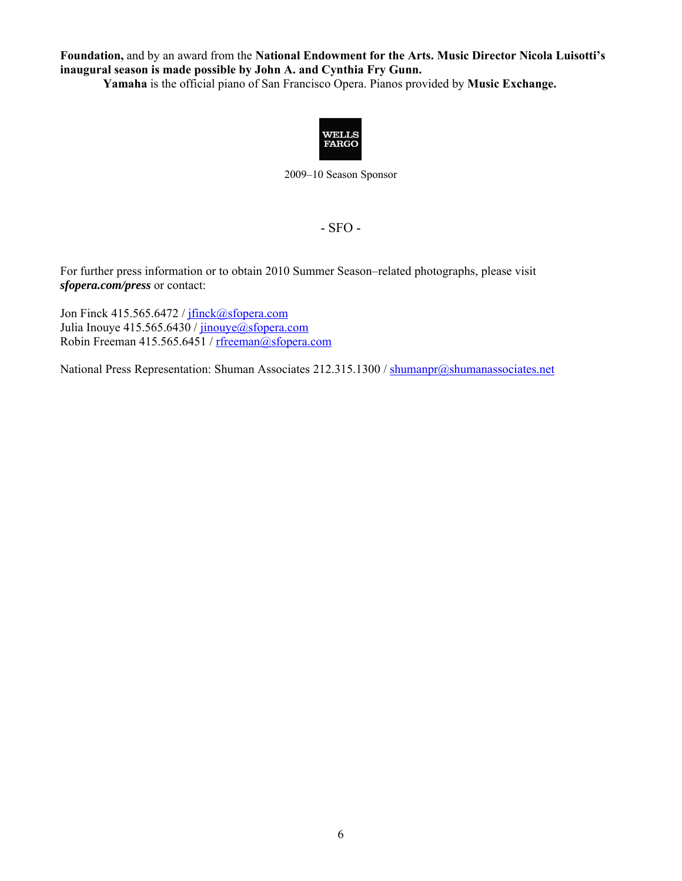**Foundation,** and by an award from the **National Endowment for the Arts. Music Director Nicola Luisotti's inaugural season is made possible by John A. and Cynthia Fry Gunn.**

**Yamaha** is the official piano of San Francisco Opera. Pianos provided by **Music Exchange.**

WELLS FARGO

2009–10 Season Sponsor

- SFO -

For further press information or to obtain 2010 Summer Season–related photographs, please visit ***sfopera.com/press*** or contact:

Jon Finck 415.565.6472 / jfinck@sfopera.com
Julia Inouye 415.565.6430 / jinouye@sfopera.com
Robin Freeman 415.565.6451 / rfreeman@sfopera.com

National Press Representation: Shuman Associates 212.315.1300 / shumanpr@shumanassociates.net